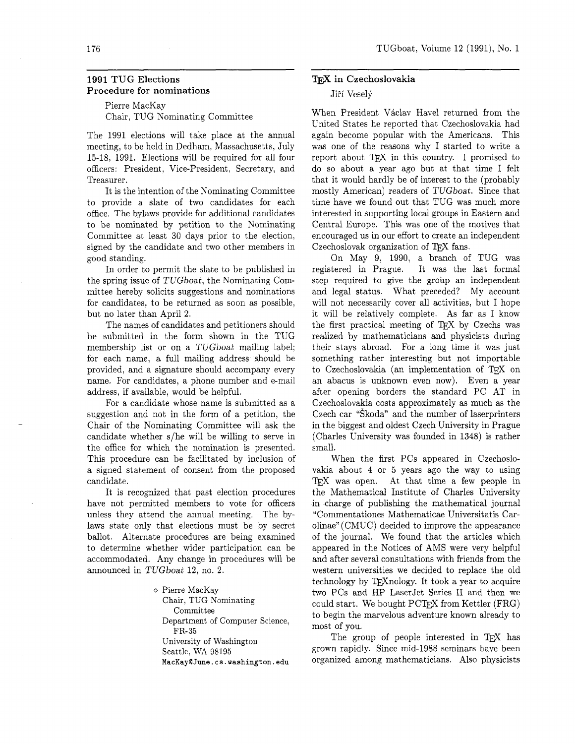## 1991 TUG Elections Procedure for nominations

Pierre MacKay
Chair, TUG Nominating Committee

The 1991 elections will take place at the annual meeting, to be held in Dedham, Massachusetts, July 15-18, 1991. Elections will be required for all four officers: President, Vice-President, Secretary, and Treasurer.

It is the intention of the Nominating Committee to provide a slate of two candidates for each office. The bylaws provide for additional candidates to be nominated by petition to the Nominating Committee at least 30 days prior to the election, signed by the candidate and two other members in good standing.

In order to permit the slate to be published in the spring issue of *TUGboat*, the Nominating Committee hereby solicits suggestions and nominations for candidates, to be returned as soon as possible, but no later than April 2.

The names of candidates and petitioners should be submitted in the form shown in the TUG membership list or on a *TUGboat* mailing label; for each name, a full mailing address should be provided, and a signature should accompany every name. For candidates, a phone number and e-mail address, if available, would be helpful.

For a candidate whose name is submitted as a suggestion and not in the form of a petition, the Chair of the Nominating Committee will ask the candidate whether s/he will be willing to serve in the office for which the nomination is presented. This procedure can be facilitated by inclusion of a signed statement of consent from the proposed candidate.

It is recognized that past election procedures have not permitted members to vote for officers unless they attend the annual meeting. The bylaws state only that elections must be by secret ballot. Alternate procedures are being examined to determine whether wider participation can be accommodated. Any change in procedures will be announced in *TUGboat* 12, no. 2.

◇ Pierre MacKay
Chair, TUG Nominating Committee
Department of Computer Science, FR-35
University of Washington
Seattle, WA 98195
MacKay@June.cs.washington.edu

## TeX in Czechoslovakia

Jiří Veselý

When President Václav Havel returned from the United States he reported that Czechoslovakia had again become popular with the Americans. This was one of the reasons why I started to write a report about TeX in this country. I promised to do so about a year ago but at that time I felt that it would hardly be of interest to the (probably mostly American) readers of *TUGboat*. Since that time have we found out that TUG was much more interested in supporting local groups in Eastern and Central Europe. This was one of the motives that encouraged us in our effort to create an independent Czechoslovak organization of TeX fans.

On May 9, 1990, a branch of TUG was registered in Prague. It was the last formal step required to give the group an independent and legal status. What preceded? My account will not necessarily cover all activities, but I hope it will be relatively complete. As far as I know the first practical meeting of TeX by Czechs was realized by mathematicians and physicists during their stays abroad. For a long time it was just something rather interesting but not importable to Czechoslovakia (an implementation of TeX on an abacus is unknown even now). Even a year after opening borders the standard PC AT in Czechoslovakia costs approximately as much as the Czech car "Škoda" and the number of laserprinters in the biggest and oldest Czech University in Prague (Charles University was founded in 1348) is rather small.

When the first PCs appeared in Czechoslovakia about 4 or 5 years ago the way to using TeX was open. At that time a few people in the Mathematical Institute of Charles University in charge of publishing the mathematical journal "Commentationes Mathematicae Universitatis Carolinae" (CMUC) decided to improve the appearance of the journal. We found that the articles which appeared in the Notices of AMS were very helpful and after several consultations with friends from the western universities we decided to replace the old technology by TeXnology. It took a year to acquire two PCs and HP LaserJet Series II and then we could start. We bought PCTeX from Kettler (FRG) to begin the marvelous adventure known already to most of you.

The group of people interested in TeX has grown rapidly. Since mid-1988 seminars have been organized among mathematicians. Also physicists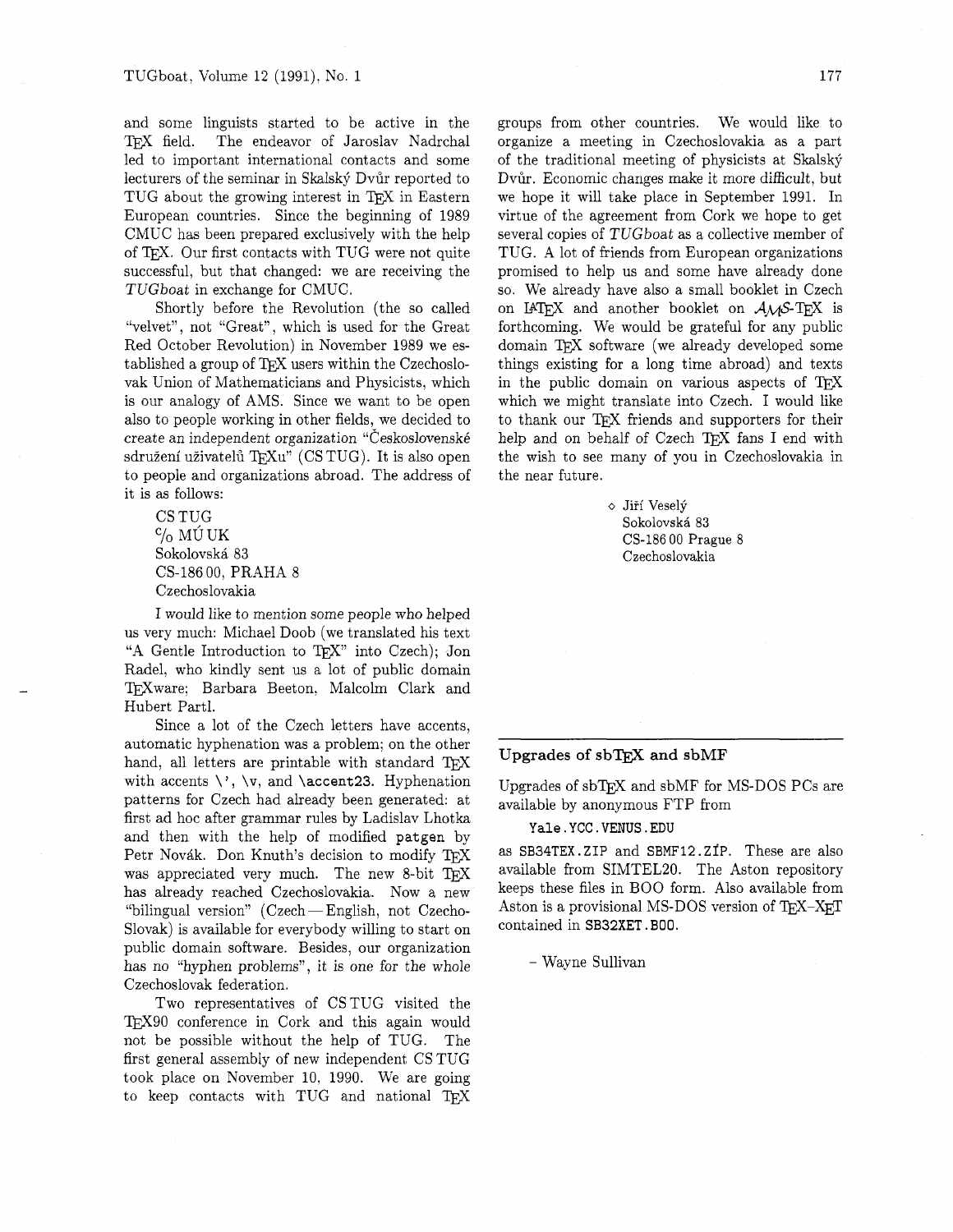and some linguists started to be active in the TeX field. The endeavor of Jaroslav Nadrchal led to important international contacts and some lecturers of the seminar in Skalský Dvůr reported to TUG about the growing interest in TeX in Eastern European countries. Since the beginning of 1989 CMUC has been prepared exclusively with the help of TeX. Our first contacts with TUG were not quite successful, but that changed: we are receiving the *TUGboat* in exchange for CMUC.

Shortly before the Revolution (the so called "velvet", not "Great", which is used for the Great Red October Revolution) in November 1989 we established a group of TeX users within the Czechoslovak Union of Mathematicians and Physicists, which is our analogy of AMS. Since we want to be open also to people working in other fields, we decided to create an independent organization "Československé sdružení uživatelů TeXu" (CS TUG). It is also open to people and organizations abroad. The address of it is as follows:

CS TUG
c/o MÚ UK
Sokolovská 83
CS-186 00, PRAHA 8
Czechoslovakia

I would like to mention some people who helped us very much: Michael Doob (we translated his text "A Gentle Introduction to TeX" into Czech); Jon Radel, who kindly sent us a lot of public domain TeXware; Barbara Beeton, Malcolm Clark and Hubert Partl.

Since a lot of the Czech letters have accents, automatic hyphenation was a problem; on the other hand, all letters are printable with standard TeX with accents `\'`, `\v`, and `\accent23`. Hyphenation patterns for Czech had already been generated: at first ad hoc after grammar rules by Ladislav Lhotka and then with the help of modified `patgen` by Petr Novák. Don Knuth's decision to modify TeX was appreciated very much. The new 8-bit TeX has already reached Czechoslovakia. Now a new "bilingual version" (Czech — English, not Czecho-Slovak) is available for everybody willing to start on public domain software. Besides, our organization has no "hyphen problems", it is one for the whole Czechoslovak federation.

Two representatives of CS TUG visited the TeX90 conference in Cork and this again would not be possible without the help of TUG. The first general assembly of new independent CS TUG took place on November 10, 1990. We are going to keep contacts with TUG and national TeX groups from other countries. We would like to organize a meeting in Czechoslovakia as a part of the traditional meeting of physicists at Skalský Dvůr. Economic changes make it more difficult, but we hope it will take place in September 1991. In virtue of the agreement from Cork we hope to get several copies of *TUGboat* as a collective member of TUG. A lot of friends from European organizations promised to help us and some have already done so. We already have also a small booklet in Czech on LaTeX and another booklet on AMS-TeX is forthcoming. We would be grateful for any public domain TeX software (we already developed some things existing for a long time abroad) and texts in the public domain on various aspects of TeX which we might translate into Czech. I would like to thank our TeX friends and supporters for their help and on behalf of Czech TeX fans I end with the wish to see many of you in Czechoslovakia in the near future.

◇ Jiří Veselý
Sokolovská 83
CS-186 00 Prague 8
Czechoslovakia

---

## Upgrades of sbTeX and sbMF

Upgrades of sbTeX and sbMF for MS-DOS PCs are available by anonymous FTP from

`Yale.YCC.VENUS.EDU`

as `SB34TEX.ZIP` and `SBMF12.ZIP`. These are also available from SIMTEL20. The Aston repository keeps these files in BOO form. Also available from Aston is a provisional MS-DOS version of TeX–XeT contained in `SB32XET.BOO`.

– Wayne Sullivan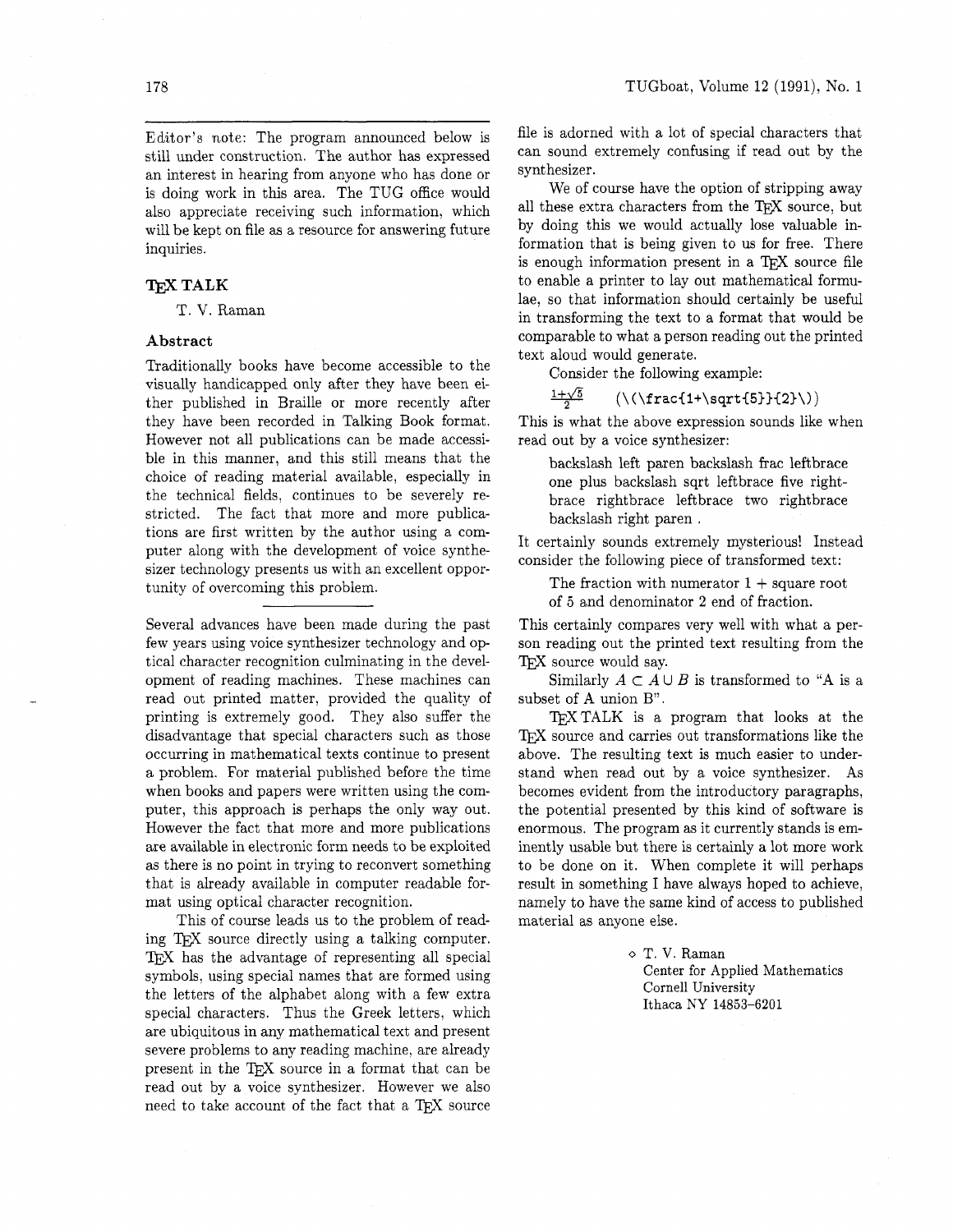Editor's note: The program announced below is still under construction. The author has expressed an interest in hearing from anyone who has done or is doing work in this area. The TUG office would also appreciate receiving such information, which will be kept on file as a resource for answering future inquiries.

## TeX TALK

T. V. Raman

### Abstract

Traditionally books have become accessible to the visually handicapped only after they have been either published in Braille or more recently after they have been recorded in Talking Book format. However not all publications can be made accessible in this manner, and this still means that the choice of reading material available, especially in the technical fields, continues to be severely restricted. The fact that more and more publications are first written by the author using a computer along with the development of voice synthesizer technology presents us with an excellent opportunity of overcoming this problem.

---

Several advances have been made during the past few years using voice synthesizer technology and optical character recognition culminating in the development of reading machines. These machines can read out printed matter, provided the quality of printing is extremely good. They also suffer the disadvantage that special characters such as those occurring in mathematical texts continue to present a problem. For material published before the time when books and papers were written using the computer, this approach is perhaps the only way out. However the fact that more and more publications are available in electronic form needs to be exploited as there is no point in trying to reconvert something that is already available in computer readable format using optical character recognition.

This of course leads us to the problem of reading TeX source directly using a talking computer. TeX has the advantage of representing all special symbols, using special names that are formed using the letters of the alphabet along with a few extra special characters. Thus the Greek letters, which are ubiquitous in any mathematical text and present severe problems to any reading machine, are already present in the TeX source in a format that can be read out by a voice synthesizer. However we also need to take account of the fact that a TeX source file is adorned with a lot of special characters that can sound extremely confusing if read out by the synthesizer.

We of course have the option of stripping away all these extra characters from the TeX source, but by doing this we would actually lose valuable information that is being given to us for free. There is enough information present in a TeX source file to enable a printer to lay out mathematical formulae, so that information should certainly be useful in transforming the text to a format that would be comparable to what a person reading out the printed text aloud would generate.

Consider the following example:

$\frac{1+\sqrt{5}}{2}$ `(\(\frac{1+\sqrt{5}}{2}\))`

This is what the above expression sounds like when read out by a voice synthesizer:

> backslash left paren backslash frac leftbrace one plus backslash sqrt leftbrace five rightbrace rightbrace leftbrace two rightbrace backslash right paren .

It certainly sounds extremely mysterious! Instead consider the following piece of transformed text:

> The fraction with numerator 1 + square root of 5 and denominator 2 end of fraction.

This certainly compares very well with what a person reading out the printed text resulting from the TeX source would say.

Similarly $A \subset A \cup B$ is transformed to "A is a subset of A union B".

TeX TALK is a program that looks at the TeX source and carries out transformations like the above. The resulting text is much easier to understand when read out by a voice synthesizer. As becomes evident from the introductory paragraphs, the potential presented by this kind of software is enormous. The program as it currently stands is eminently usable but there is certainly a lot more work to be done on it. When complete it will perhaps result in something I have always hoped to achieve, namely to have the same kind of access to published material as anyone else.

◇ T. V. Raman
Center for Applied Mathematics
Cornell University
Ithaca NY 14853–6201